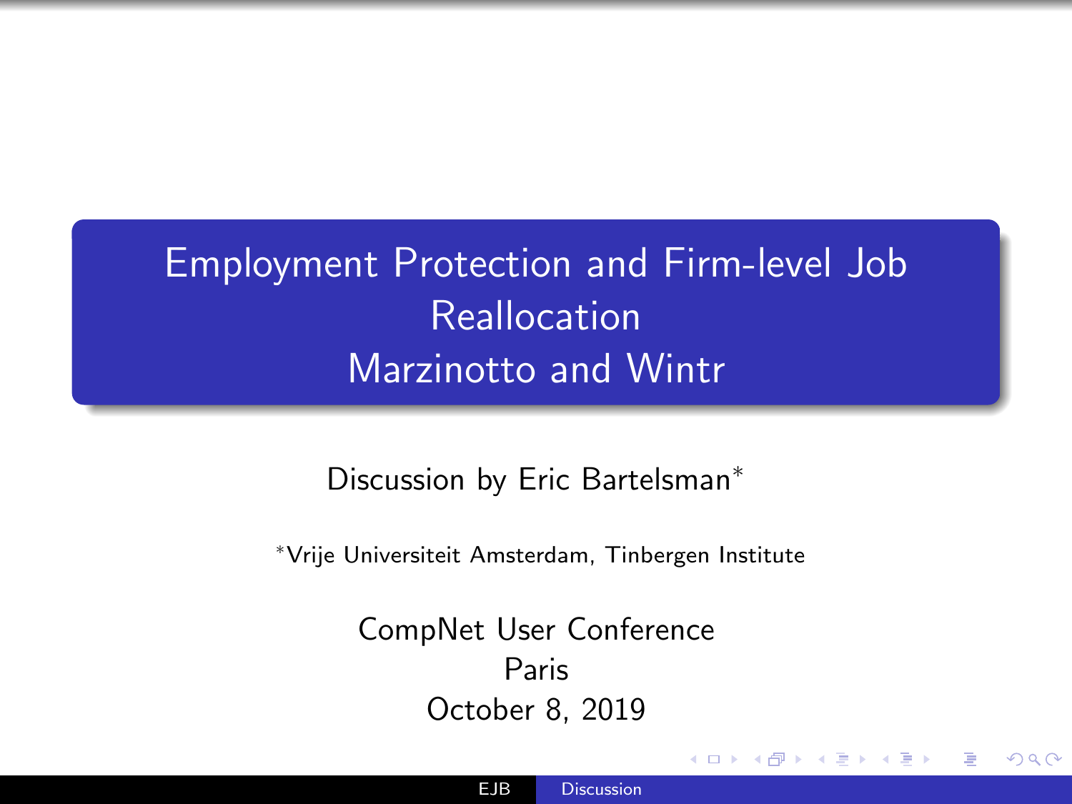# Employment Protection and Firm-level Job Reallocation
## Marzinotto and Wintr

Discussion by Eric Bartelsman*

*Vrije Universiteit Amsterdam, Tinbergen Institute

CompNet User Conference
Paris
October 8, 2019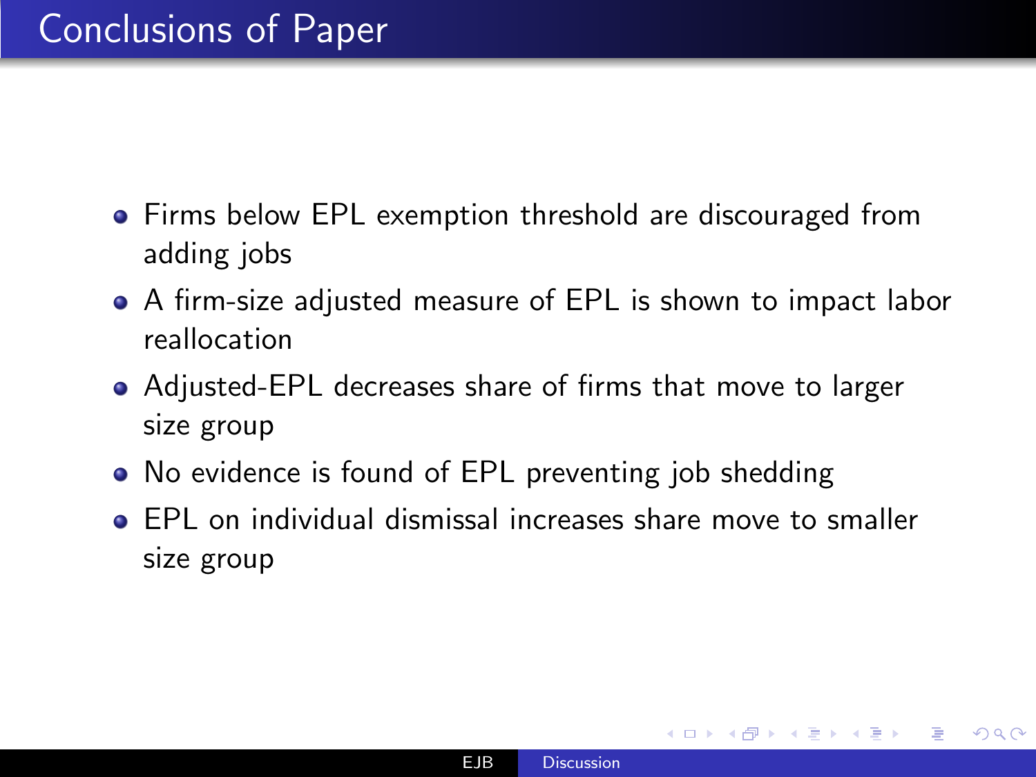# Conclusions of Paper

- Firms below EPL exemption threshold are discouraged from adding jobs
- A firm-size adjusted measure of EPL is shown to impact labor reallocation
- Adjusted-EPL decreases share of firms that move to larger size group
- No evidence is found of EPL preventing job shedding
- EPL on individual dismissal increases share move to smaller size group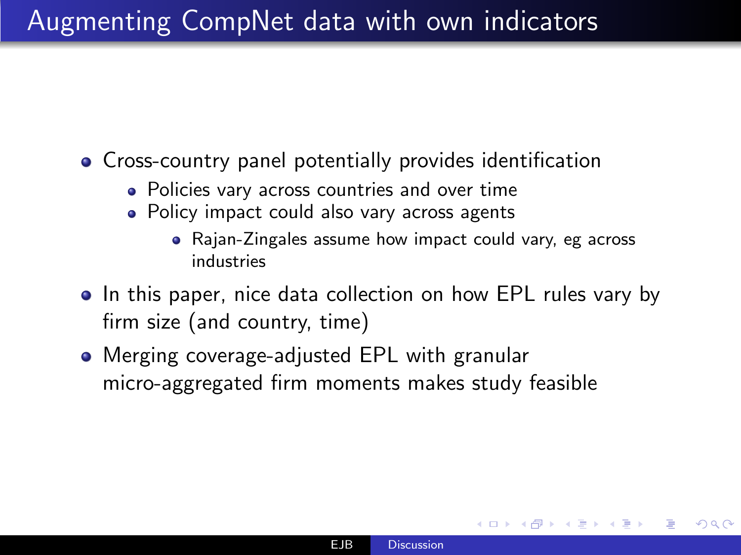# Augmenting CompNet data with own indicators

- Cross-country panel potentially provides identification
  - Policies vary across countries and over time
  - Policy impact could also vary across agents
    - Rajan-Zingales assume how impact could vary, eg across industries
- In this paper, nice data collection on how EPL rules vary by firm size (and country, time)
- Merging coverage-adjusted EPL with granular micro-aggregated firm moments makes study feasible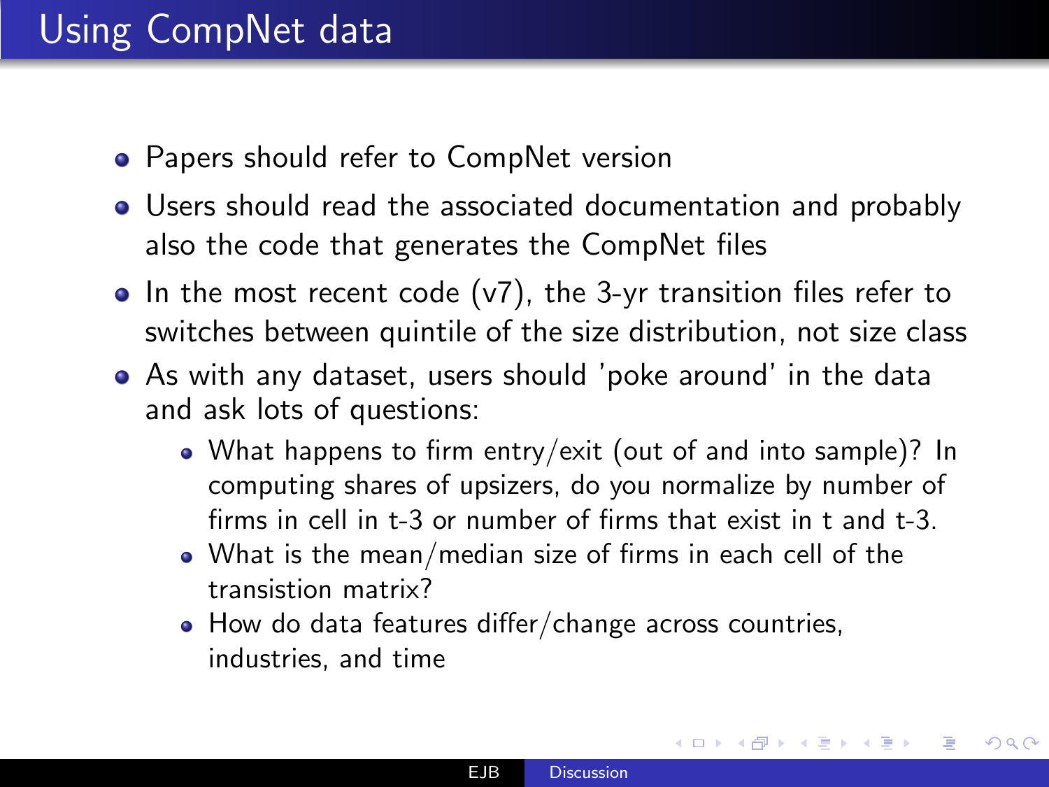# Using CompNet data

- Papers should refer to CompNet version
- Users should read the associated documentation and probably also the code that generates the CompNet files
- In the most recent code (v7), the 3-yr transition files refer to switches between quintile of the size distribution, not size class
- As with any dataset, users should 'poke around' in the data and ask lots of questions:
  - What happens to firm entry/exit (out of and into sample)? In computing shares of upsizers, do you normalize by number of firms in cell in t-3 or number of firms that exist in t and t-3.
  - What is the mean/median size of firms in each cell of the transistion matrix?
  - How do data features differ/change across countries, industries, and time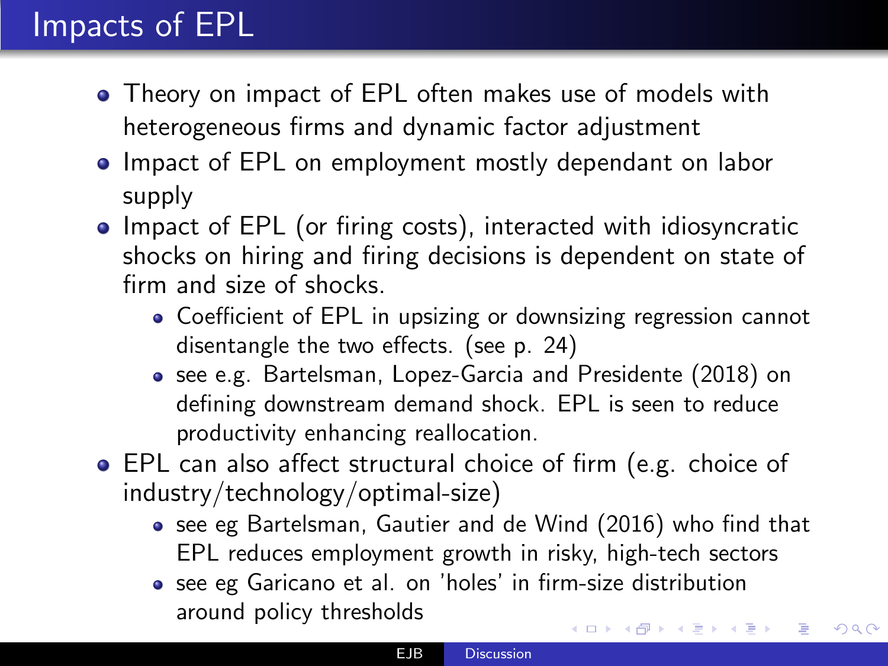# Impacts of EPL

- Theory on impact of EPL often makes use of models with heterogeneous firms and dynamic factor adjustment
- Impact of EPL on employment mostly dependant on labor supply
- Impact of EPL (or firing costs), interacted with idiosyncratic shocks on hiring and firing decisions is dependent on state of firm and size of shocks.
  - Coefficient of EPL in upsizing or downsizing regression cannot disentangle the two effects. (see p. 24)
  - see e.g. Bartelsman, Lopez-Garcia and Presidente (2018) on defining downstream demand shock. EPL is seen to reduce productivity enhancing reallocation.
- EPL can also affect structural choice of firm (e.g. choice of industry/technology/optimal-size)
  - see eg Bartelsman, Gautier and de Wind (2016) who find that EPL reduces employment growth in risky, high-tech sectors
  - see eg Garicano et al. on 'holes' in firm-size distribution around policy thresholds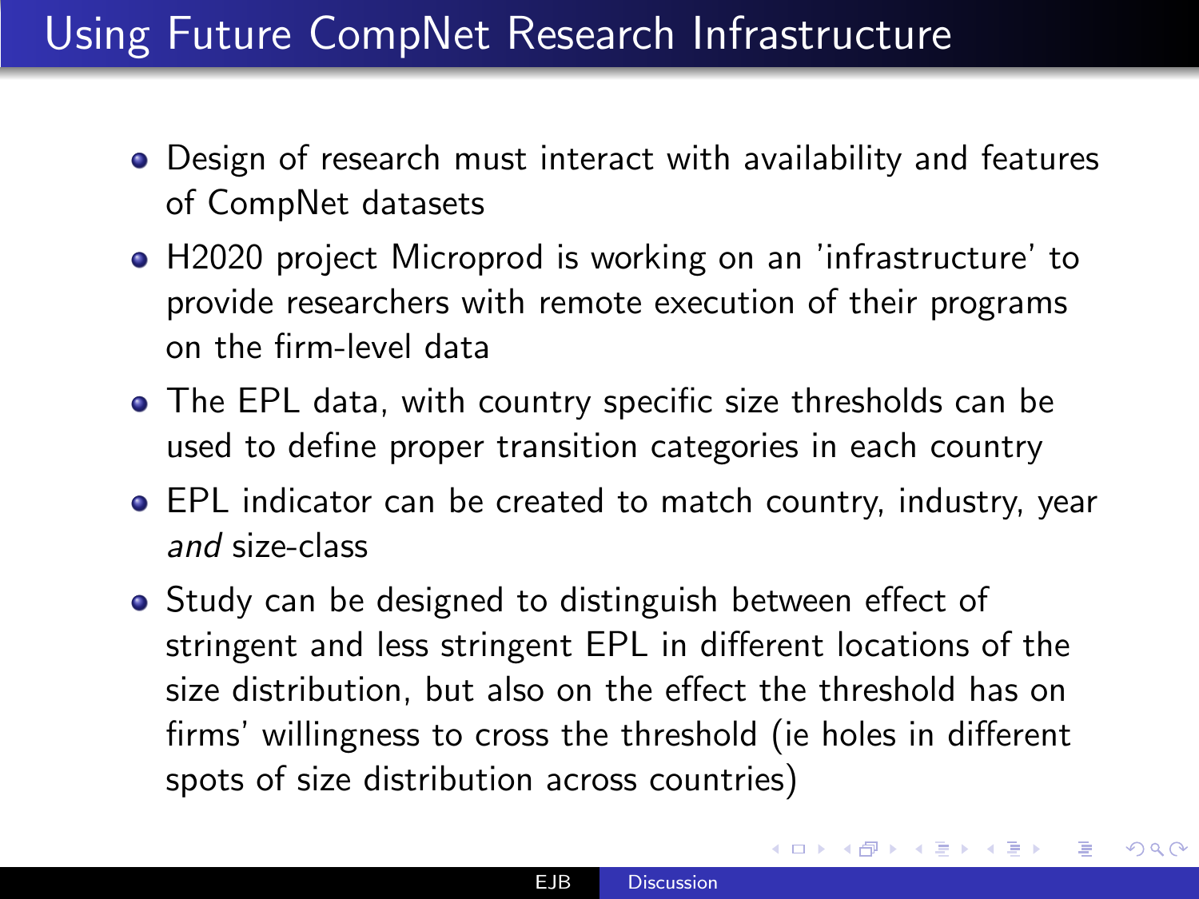# Using Future CompNet Research Infrastructure

- Design of research must interact with availability and features of CompNet datasets
- H2020 project Microprod is working on an 'infrastructure' to provide researchers with remote execution of their programs on the firm-level data
- The EPL data, with country specific size thresholds can be used to define proper transition categories in each country
- EPL indicator can be created to match country, industry, year *and* size-class
- Study can be designed to distinguish between effect of stringent and less stringent EPL in different locations of the size distribution, but also on the effect the threshold has on firms' willingness to cross the threshold (ie holes in different spots of size distribution across countries)